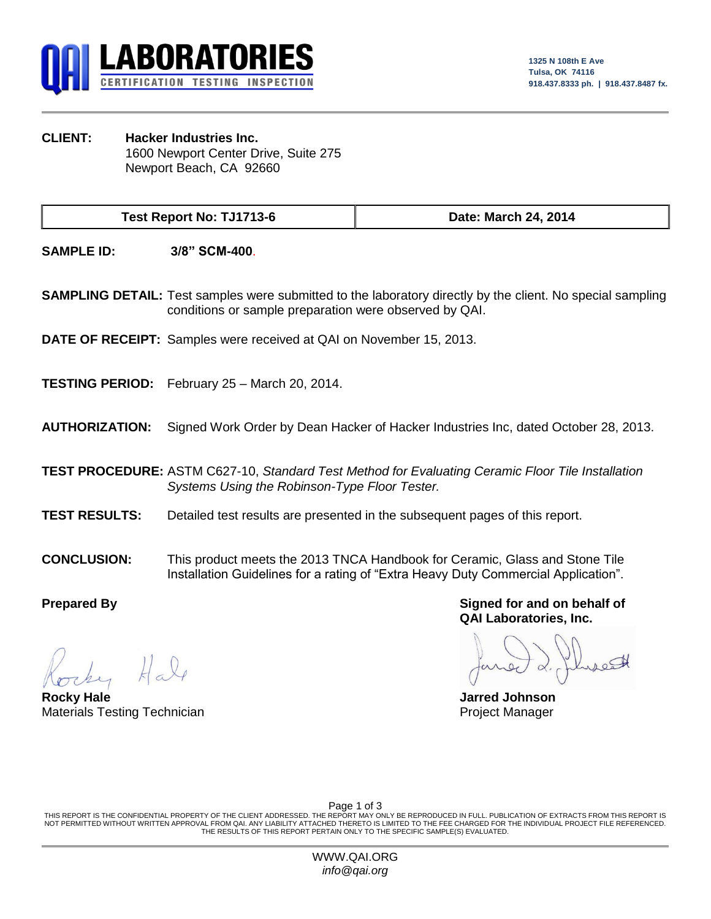**LABORATORIES**
CERTIFICATION TESTING INSPECTION

1325 N 108th E Ave
Tulsa, OK 74116
918.437.8333 ph. | 918.437.8487 fx.

**CLIENT:** **Hacker Industries Inc.**
1600 Newport Center Drive, Suite 275
Newport Beach, CA 92660

| Test Report No: TJ1713-6 | Date: March 24, 2014 |
|---|---|

**SAMPLE ID:** **3/8" SCM-400.**

**SAMPLING DETAIL:** Test samples were submitted to the laboratory directly by the client. No special sampling conditions or sample preparation were observed by QAI.

**DATE OF RECEIPT:** Samples were received at QAI on November 15, 2013.

**TESTING PERIOD:** February 25 – March 20, 2014.

**AUTHORIZATION:** Signed Work Order by Dean Hacker of Hacker Industries Inc, dated October 28, 2013.

**TEST PROCEDURE:** ASTM C627-10, *Standard Test Method for Evaluating Ceramic Floor Tile Installation Systems Using the Robinson-Type Floor Tester.*

**TEST RESULTS:** Detailed test results are presented in the subsequent pages of this report.

**CONCLUSION:** This product meets the 2013 TNCA Handbook for Ceramic, Glass and Stone Tile Installation Guidelines for a rating of "Extra Heavy Duty Commercial Application".

**Prepared By**

**Rocky Hale**
Materials Testing Technician

**Signed for and on behalf of QAI Laboratories, Inc.**

**Jarred Johnson**
Project Manager

THIS REPORT IS THE CONFIDENTIAL PROPERTY OF THE CLIENT ADDRESSED. THE REPORT MAY ONLY BE REPRODUCED IN FULL. PUBLICATION OF EXTRACTS FROM THIS REPORT IS NOT PERMITTED WITHOUT WRITTEN APPROVAL FROM QAI. ANY LIABILITY ATTACHED THERETO IS LIMITED TO THE FEE CHARGED FOR THE INDIVIDUAL PROJECT FILE REFERENCED. THE RESULTS OF THIS REPORT PERTAIN ONLY TO THE SPECIFIC SAMPLE(S) EVALUATED.

WWW.QAI.ORG
*info@qai.org*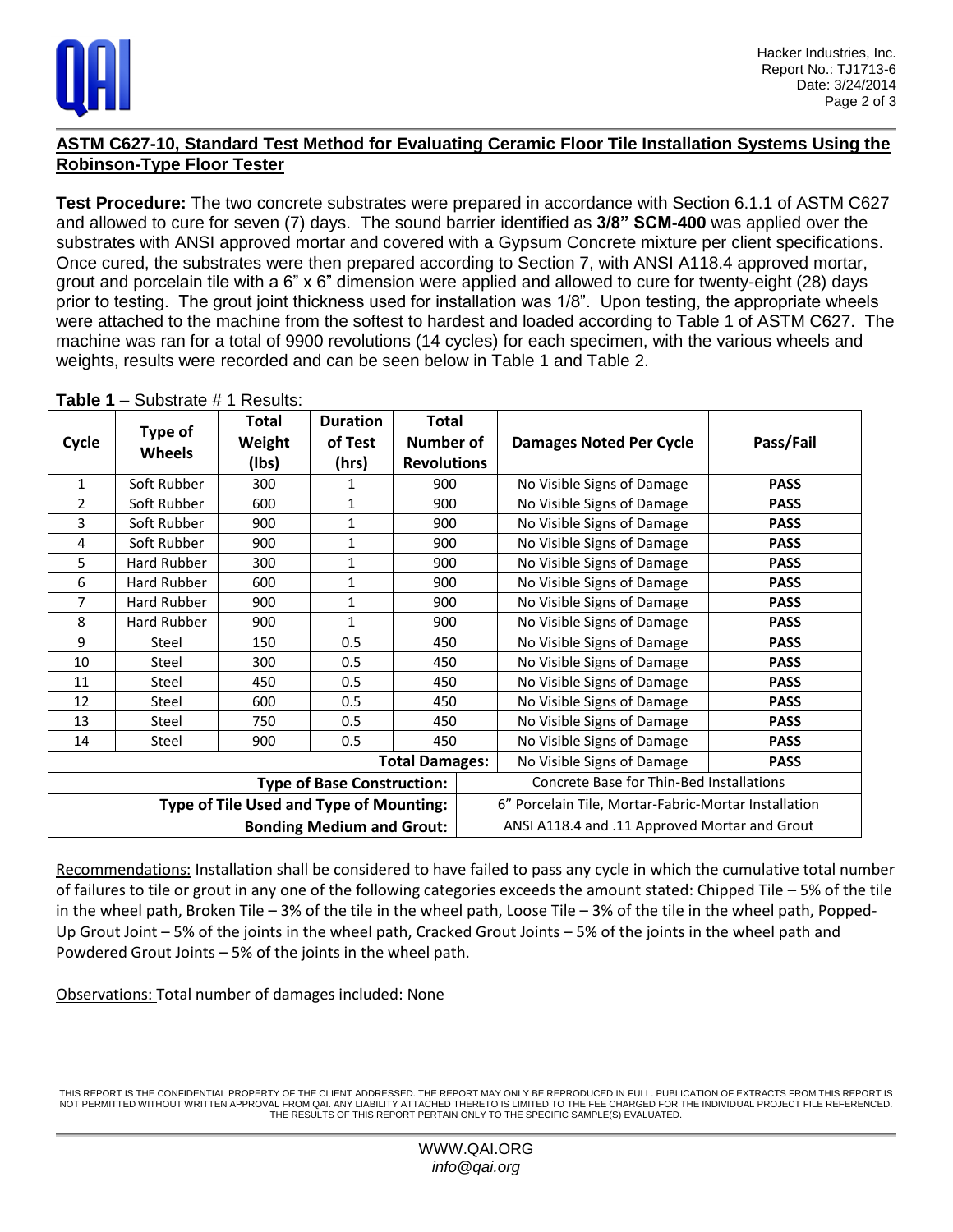## ASTM C627-10, Standard Test Method for Evaluating Ceramic Floor Tile Installation Systems Using the Robinson-Type Floor Tester

**Test Procedure:** The two concrete substrates were prepared in accordance with Section 6.1.1 of ASTM C627 and allowed to cure for seven (7) days. The sound barrier identified as **3/8" SCM-400** was applied over the substrates with ANSI approved mortar and covered with a Gypsum Concrete mixture per client specifications. Once cured, the substrates were then prepared according to Section 7, with ANSI A118.4 approved mortar, grout and porcelain tile with a 6" x 6" dimension were applied and allowed to cure for twenty-eight (28) days prior to testing. The grout joint thickness used for installation was 1/8". Upon testing, the appropriate wheels were attached to the machine from the softest to hardest and loaded according to Table 1 of ASTM C627. The machine was ran for a total of 9900 revolutions (14 cycles) for each specimen, with the various wheels and weights, results were recorded and can be seen below in Table 1 and Table 2.

**Table 1** – Substrate # 1 Results:

| Cycle | Type of Wheels | Total Weight (lbs) | Duration of Test (hrs) | Total Number of Revolutions | Damages Noted Per Cycle | Pass/Fail |
|---|---|---|---|---|---|---|
| 1 | Soft Rubber | 300 | 1 | 900 | No Visible Signs of Damage | **PASS** |
| 2 | Soft Rubber | 600 | 1 | 900 | No Visible Signs of Damage | **PASS** |
| 3 | Soft Rubber | 900 | 1 | 900 | No Visible Signs of Damage | **PASS** |
| 4 | Soft Rubber | 900 | 1 | 900 | No Visible Signs of Damage | **PASS** |
| 5 | Hard Rubber | 300 | 1 | 900 | No Visible Signs of Damage | **PASS** |
| 6 | Hard Rubber | 600 | 1 | 900 | No Visible Signs of Damage | **PASS** |
| 7 | Hard Rubber | 900 | 1 | 900 | No Visible Signs of Damage | **PASS** |
| 8 | Hard Rubber | 900 | 1 | 900 | No Visible Signs of Damage | **PASS** |
| 9 | Steel | 150 | 0.5 | 450 | No Visible Signs of Damage | **PASS** |
| 10 | Steel | 300 | 0.5 | 450 | No Visible Signs of Damage | **PASS** |
| 11 | Steel | 450 | 0.5 | 450 | No Visible Signs of Damage | **PASS** |
| 12 | Steel | 600 | 0.5 | 450 | No Visible Signs of Damage | **PASS** |
| 13 | Steel | 750 | 0.5 | 450 | No Visible Signs of Damage | **PASS** |
| 14 | Steel | 900 | 0.5 | 450 | No Visible Signs of Damage | **PASS** |
| | | | | **Total Damages:** | No Visible Signs of Damage | **PASS** |
| | | | | **Type of Base Construction:** | Concrete Base for Thin-Bed Installations | |
| | | | | **Type of Tile Used and Type of Mounting:** | 6" Porcelain Tile, Mortar-Fabric-Mortar Installation | |
| | | | | **Bonding Medium and Grout:** | ANSI A118.4 and .11 Approved Mortar and Grout | |

Recommendations: Installation shall be considered to have failed to pass any cycle in which the cumulative total number of failures to tile or grout in any one of the following categories exceeds the amount stated: Chipped Tile – 5% of the tile in the wheel path, Broken Tile – 3% of the tile in the wheel path, Loose Tile – 3% of the tile in the wheel path, Popped-Up Grout Joint – 5% of the joints in the wheel path, Cracked Grout Joints – 5% of the joints in the wheel path and Powdered Grout Joints – 5% of the joints in the wheel path.

Observations: Total number of damages included: None

THIS REPORT IS THE CONFIDENTIAL PROPERTY OF THE CLIENT ADDRESSED. THE REPORT MAY ONLY BE REPRODUCED IN FULL. PUBLICATION OF EXTRACTS FROM THIS REPORT IS NOT PERMITTED WITHOUT WRITTEN APPROVAL FROM QAI. ANY LIABILITY ATTACHED THERETO IS LIMITED TO THE FEE CHARGED FOR THE INDIVIDUAL PROJECT FILE REFERENCED. THE RESULTS OF THIS REPORT PERTAIN ONLY TO THE SPECIFIC SAMPLE(S) EVALUATED.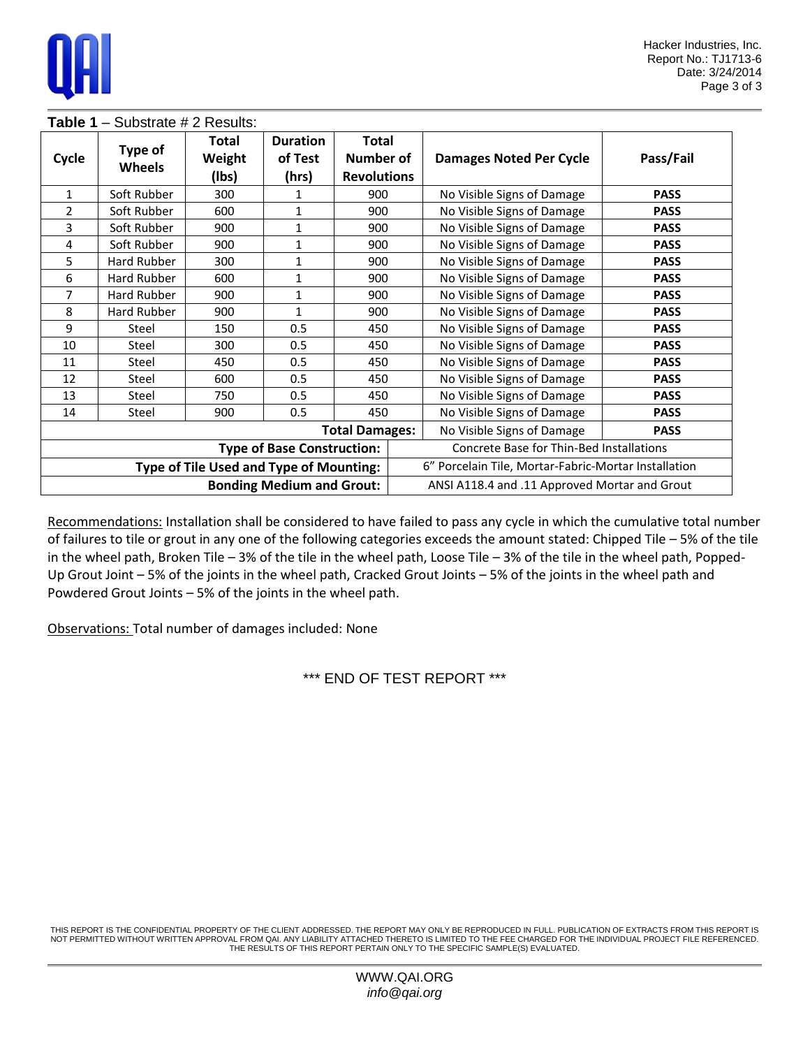**Table 1** – Substrate # 2 Results:

| Cycle | Type of Wheels | Total Weight (lbs) | Duration of Test (hrs) | Total Number of Revolutions | Damages Noted Per Cycle | Pass/Fail |
|---|---|---|---|---|---|---|
| 1 | Soft Rubber | 300 | 1 | 900 | No Visible Signs of Damage | **PASS** |
| 2 | Soft Rubber | 600 | 1 | 900 | No Visible Signs of Damage | **PASS** |
| 3 | Soft Rubber | 900 | 1 | 900 | No Visible Signs of Damage | **PASS** |
| 4 | Soft Rubber | 900 | 1 | 900 | No Visible Signs of Damage | **PASS** |
| 5 | Hard Rubber | 300 | 1 | 900 | No Visible Signs of Damage | **PASS** |
| 6 | Hard Rubber | 600 | 1 | 900 | No Visible Signs of Damage | **PASS** |
| 7 | Hard Rubber | 900 | 1 | 900 | No Visible Signs of Damage | **PASS** |
| 8 | Hard Rubber | 900 | 1 | 900 | No Visible Signs of Damage | **PASS** |
| 9 | Steel | 150 | 0.5 | 450 | No Visible Signs of Damage | **PASS** |
| 10 | Steel | 300 | 0.5 | 450 | No Visible Signs of Damage | **PASS** |
| 11 | Steel | 450 | 0.5 | 450 | No Visible Signs of Damage | **PASS** |
| 12 | Steel | 600 | 0.5 | 450 | No Visible Signs of Damage | **PASS** |
| 13 | Steel | 750 | 0.5 | 450 | No Visible Signs of Damage | **PASS** |
| 14 | Steel | 900 | 0.5 | 450 | No Visible Signs of Damage | **PASS** |
| | | | | **Total Damages:** | No Visible Signs of Damage | **PASS** |
| | | | **Type of Base Construction:** | | Concrete Base for Thin-Bed Installations | |
| | | | **Type of Tile Used and Type of Mounting:** | | 6" Porcelain Tile, Mortar-Fabric-Mortar Installation | |
| | | | **Bonding Medium and Grout:** | | ANSI A118.4 and .11 Approved Mortar and Grout | |

Recommendations: Installation shall be considered to have failed to pass any cycle in which the cumulative total number of failures to tile or grout in any one of the following categories exceeds the amount stated: Chipped Tile – 5% of the tile in the wheel path, Broken Tile – 3% of the tile in the wheel path, Loose Tile – 3% of the tile in the wheel path, Popped-Up Grout Joint – 5% of the joints in the wheel path, Cracked Grout Joints – 5% of the joints in the wheel path and Powdered Grout Joints – 5% of the joints in the wheel path.

Observations: Total number of damages included: None

*** END OF TEST REPORT ***

THIS REPORT IS THE CONFIDENTIAL PROPERTY OF THE CLIENT ADDRESSED. THE REPORT MAY ONLY BE REPRODUCED IN FULL. PUBLICATION OF EXTRACTS FROM THIS REPORT IS NOT PERMITTED WITHOUT WRITTEN APPROVAL FROM QAI. ANY LIABILITY ATTACHED THERETO IS LIMITED TO THE FEE CHARGED FOR THE INDIVIDUAL PROJECT FILE REFERENCED. THE RESULTS OF THIS REPORT PERTAIN ONLY TO THE SPECIFIC SAMPLE(S) EVALUATED.